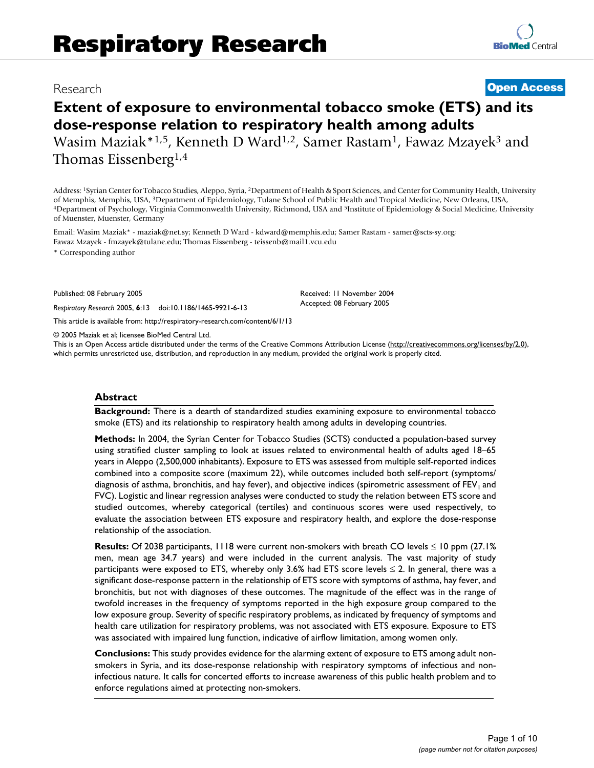Research **Open Access**

# Extent of exposure to environmental tobacco smoke (ETS) and its dose-response relation to respiratory health among adults

Wasim Maziak*[1,5], Kenneth D Ward[1,2], Samer Rastam[1], Fawaz Mzayek[3] and Thomas Eissenberg[1,4]

Address: [1]Syrian Center for Tobacco Studies, Aleppo, Syria, [2]Department of Health & Sport Sciences, and Center for Community Health, University of Memphis, Memphis, USA, [3]Department of Epidemiology, Tulane School of Public Health and Tropical Medicine, New Orleans, USA, [4]Department of Psychology, Virginia Commonwealth University, Richmond, USA and [5]Institute of Epidemiology & Social Medicine, University of Muenster, Muenster, Germany

Email: Wasim Maziak* - maziak@net.sy; Kenneth D Ward - kdward@memphis.edu; Samer Rastam - samer@scts-sy.org; Fawaz Mzayek - fmzayek@tulane.edu; Thomas Eissenberg - teissenb@mail1.vcu.edu

\* Corresponding author

Published: 08 February 2005

*Respiratory Research* 2005, **6**:13 doi:10.1186/1465-9921-6-13

Received: 11 November 2004
Accepted: 08 February 2005

This article is available from: http://respiratory-research.com/content/6/1/13

© 2005 Maziak et al; licensee BioMed Central Ltd.
This is an Open Access article distributed under the terms of the Creative Commons Attribution License (http://creativecommons.org/licenses/by/2.0), which permits unrestricted use, distribution, and reproduction in any medium, provided the original work is properly cited.

## Abstract

**Background:** There is a dearth of standardized studies examining exposure to environmental tobacco smoke (ETS) and its relationship to respiratory health among adults in developing countries.

**Methods:** In 2004, the Syrian Center for Tobacco Studies (SCTS) conducted a population-based survey using stratified cluster sampling to look at issues related to environmental health of adults aged 18–65 years in Aleppo (2,500,000 inhabitants). Exposure to ETS was assessed from multiple self-reported indices combined into a composite score (maximum 22), while outcomes included both self-report (symptoms/diagnosis of asthma, bronchitis, and hay fever), and objective indices (spirometric assessment of $FEV_1$ and FVC). Logistic and linear regression analyses were conducted to study the relation between ETS score and studied outcomes, whereby categorical (tertiles) and continuous scores were used respectively, to evaluate the association between ETS exposure and respiratory health, and explore the dose-response relationship of the association.

**Results:** Of 2038 participants, 1118 were current non-smokers with breath CO levels ≤ 10 ppm (27.1% men, mean age 34.7 years) and were included in the current analysis. The vast majority of study participants were exposed to ETS, whereby only 3.6% had ETS score levels ≤ 2. In general, there was a significant dose-response pattern in the relationship of ETS score with symptoms of asthma, hay fever, and bronchitis, but not with diagnoses of these outcomes. The magnitude of the effect was in the range of twofold increases in the frequency of symptoms reported in the high exposure group compared to the low exposure group. Severity of specific respiratory problems, as indicated by frequency of symptoms and health care utilization for respiratory problems, was not associated with ETS exposure. Exposure to ETS was associated with impaired lung function, indicative of airflow limitation, among women only.

**Conclusions:** This study provides evidence for the alarming extent of exposure to ETS among adult non-smokers in Syria, and its dose-response relationship with respiratory symptoms of infectious and non-infectious nature. It calls for concerted efforts to increase awareness of this public health problem and to enforce regulations aimed at protecting non-smokers.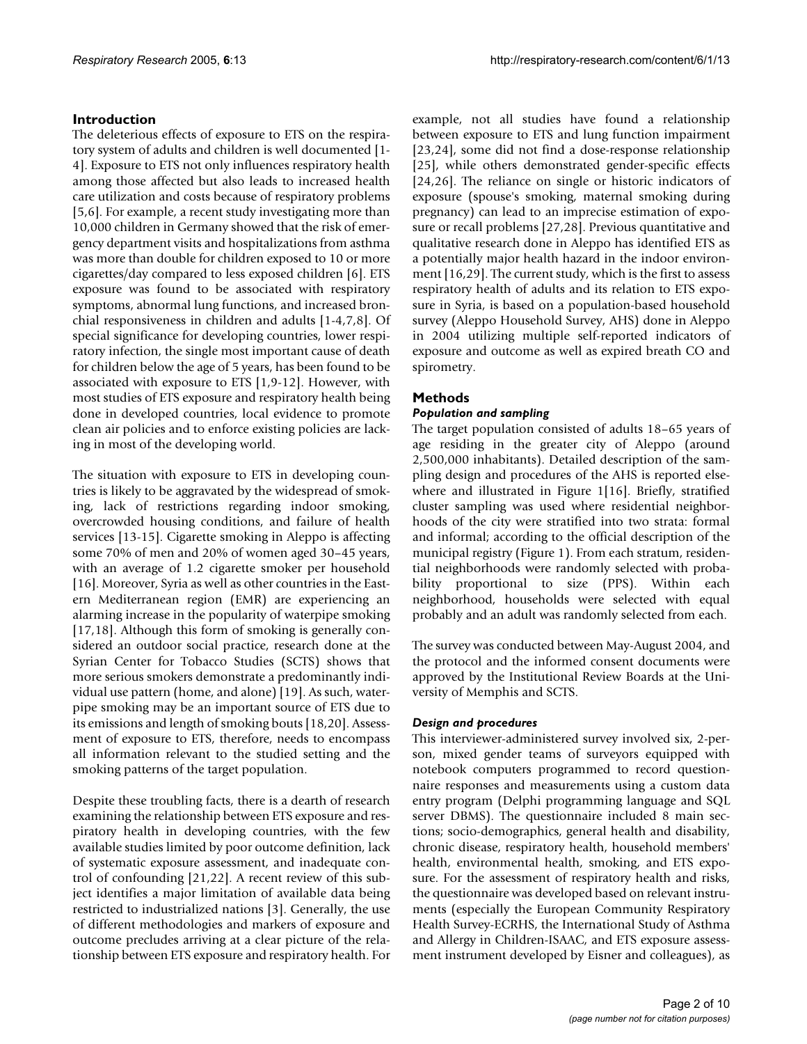## Introduction

The deleterious effects of exposure to ETS on the respiratory system of adults and children is well documented [1-4]. Exposure to ETS not only influences respiratory health among those affected but also leads to increased health care utilization and costs because of respiratory problems [5,6]. For example, a recent study investigating more than 10,000 children in Germany showed that the risk of emergency department visits and hospitalizations from asthma was more than double for children exposed to 10 or more cigarettes/day compared to less exposed children [6]. ETS exposure was found to be associated with respiratory symptoms, abnormal lung functions, and increased bronchial responsiveness in children and adults [1-4,7,8]. Of special significance for developing countries, lower respiratory infection, the single most important cause of death for children below the age of 5 years, has been found to be associated with exposure to ETS [1,9-12]. However, with most studies of ETS exposure and respiratory health being done in developed countries, local evidence to promote clean air policies and to enforce existing policies are lacking in most of the developing world.

The situation with exposure to ETS in developing countries is likely to be aggravated by the widespread of smoking, lack of restrictions regarding indoor smoking, overcrowded housing conditions, and failure of health services [13-15]. Cigarette smoking in Aleppo is affecting some 70% of men and 20% of women aged 30–45 years, with an average of 1.2 cigarette smoker per household [16]. Moreover, Syria as well as other countries in the Eastern Mediterranean region (EMR) are experiencing an alarming increase in the popularity of waterpipe smoking [17,18]. Although this form of smoking is generally considered an outdoor social practice, research done at the Syrian Center for Tobacco Studies (SCTS) shows that more serious smokers demonstrate a predominantly individual use pattern (home, and alone) [19]. As such, waterpipe smoking may be an important source of ETS due to its emissions and length of smoking bouts [18,20]. Assessment of exposure to ETS, therefore, needs to encompass all information relevant to the studied setting and the smoking patterns of the target population.

Despite these troubling facts, there is a dearth of research examining the relationship between ETS exposure and respiratory health in developing countries, with the few available studies limited by poor outcome definition, lack of systematic exposure assessment, and inadequate control of confounding [21,22]. A recent review of this subject identifies a major limitation of available data being restricted to industrialized nations [3]. Generally, the use of different methodologies and markers of exposure and outcome precludes arriving at a clear picture of the relationship between ETS exposure and respiratory health. For example, not all studies have found a relationship between exposure to ETS and lung function impairment [23,24], some did not find a dose-response relationship [25], while others demonstrated gender-specific effects [24,26]. The reliance on single or historic indicators of exposure (spouse's smoking, maternal smoking during pregnancy) can lead to an imprecise estimation of exposure or recall problems [27,28]. Previous quantitative and qualitative research done in Aleppo has identified ETS as a potentially major health hazard in the indoor environment [16,29]. The current study, which is the first to assess respiratory health of adults and its relation to ETS exposure in Syria, is based on a population-based household survey (Aleppo Household Survey, AHS) done in Aleppo in 2004 utilizing multiple self-reported indicators of exposure and outcome as well as expired breath CO and spirometry.

## Methods

### *Population and sampling*

The target population consisted of adults 18–65 years of age residing in the greater city of Aleppo (around 2,500,000 inhabitants). Detailed description of the sampling design and procedures of the AHS is reported elsewhere and illustrated in Figure 1[16]. Briefly, stratified cluster sampling was used where residential neighborhoods of the city were stratified into two strata: formal and informal; according to the official description of the municipal registry (Figure 1). From each stratum, residential neighborhoods were randomly selected with probability proportional to size (PPS). Within each neighborhood, households were selected with equal probably and an adult was randomly selected from each.

The survey was conducted between May-August 2004, and the protocol and the informed consent documents were approved by the Institutional Review Boards at the University of Memphis and SCTS.

### *Design and procedures*

This interviewer-administered survey involved six, 2-person, mixed gender teams of surveyors equipped with notebook computers programmed to record questionnaire responses and measurements using a custom data entry program (Delphi programming language and SQL server DBMS). The questionnaire included 8 main sections; socio-demographics, general health and disability, chronic disease, respiratory health, household members' health, environmental health, smoking, and ETS exposure. For the assessment of respiratory health and risks, the questionnaire was developed based on relevant instruments (especially the European Community Respiratory Health Survey-ECRHS, the International Study of Asthma and Allergy in Children-ISAAC, and ETS exposure assessment instrument developed by Eisner and colleagues), as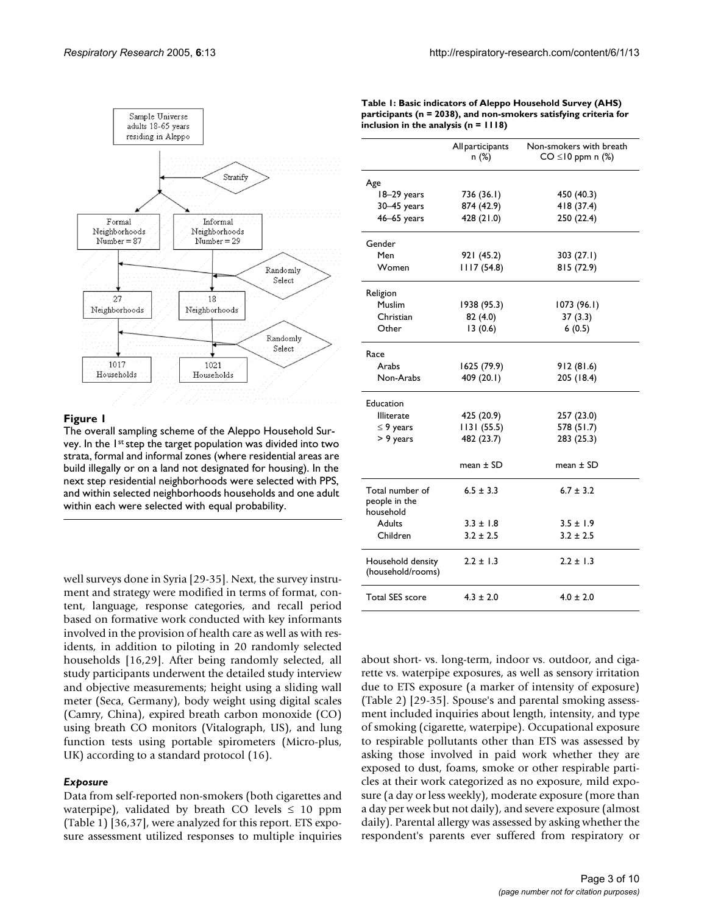**Figure 1**

The overall sampling scheme of the Aleppo Household Survey. In the 1[st] step the target population was divided into two strata, formal and informal zones (where residential areas are build illegally or on a land not designated for housing). In the next step residential neighborhoods were selected with PPS, and within selected neighborhoods households and one adult within each were selected with equal probability.

well surveys done in Syria [29-35]. Next, the survey instrument and strategy were modified in terms of format, content, language, response categories, and recall period based on formative work conducted with key informants involved in the provision of health care as well as with residents, in addition to piloting in 20 randomly selected households [16,29]. After being randomly selected, all study participants underwent the detailed study interview and objective measurements; height using a sliding wall meter (Seca, Germany), body weight using digital scales (Camry, China), expired breath carbon monoxide (CO) using breath CO monitors (Vitalograph, US), and lung function tests using portable spirometers (Micro-plus, UK) according to a standard protocol (16).

### *Exposure*

Data from self-reported non-smokers (both cigarettes and waterpipe), validated by breath CO levels ≤ 10 ppm (Table 1) [36,37], were analyzed for this report. ETS exposure assessment utilized responses to multiple inquiries about short- vs. long-term, indoor vs. outdoor, and cigarette vs. waterpipe exposures, as well as sensory irritation due to ETS exposure (a marker of intensity of exposure) (Table 2) [29-35]. Spouse's and parental smoking assessment included inquiries about length, intensity, and type of smoking (cigarette, waterpipe). Occupational exposure to respirable pollutants other than ETS was assessed by asking those involved in paid work whether they are exposed to dust, foams, smoke or other respirable particles at their work categorized as no exposure, mild exposure (a day or less weekly), moderate exposure (more than a day per week but not daily), and severe exposure (almost daily). Parental allergy was assessed by asking whether the respondent's parents ever suffered from respiratory or

**Table 1: Basic indicators of Aleppo Household Survey (AHS) participants (n = 2038), and non-smokers satisfying criteria for inclusion in the analysis (n = 1118)**

| | All participants n (%) | Non-smokers with breath CO ≤10 ppm n (%) |
|---|---|---|
| **Age** | | |
| 18–29 years | 736 (36.1) | 450 (40.3) |
| 30–45 years | 874 (42.9) | 418 (37.4) |
| 46–65 years | 428 (21.0) | 250 (22.4) |
| **Gender** | | |
| Men | 921 (45.2) | 303 (27.1) |
| Women | 1117 (54.8) | 815 (72.9) |
| **Religion** | | |
| Muslim | 1938 (95.3) | 1073 (96.1) |
| Christian | 82 (4.0) | 37 (3.3) |
| Other | 13 (0.6) | 6 (0.5) |
| **Race** | | |
| Arabs | 1625 (79.9) | 912 (81.6) |
| Non-Arabs | 409 (20.1) | 205 (18.4) |
| **Education** | | |
| Illiterate | 425 (20.9) | 257 (23.0) |
| ≤ 9 years | 1131 (55.5) | 578 (51.7) |
| > 9 years | 482 (23.7) | 283 (25.3) |
| | mean ± SD | mean ± SD |
| Total number of people in the household | 6.5 ± 3.3 | 6.7 ± 3.2 |
| Adults | 3.3 ± 1.8 | 3.5 ± 1.9 |
| Children | 3.2 ± 2.5 | 3.2 ± 2.5 |
| Household density (household/rooms) | 2.2 ± 1.3 | 2.2 ± 1.3 |
| Total SES score | 4.3 ± 2.0 | 4.0 ± 2.0 |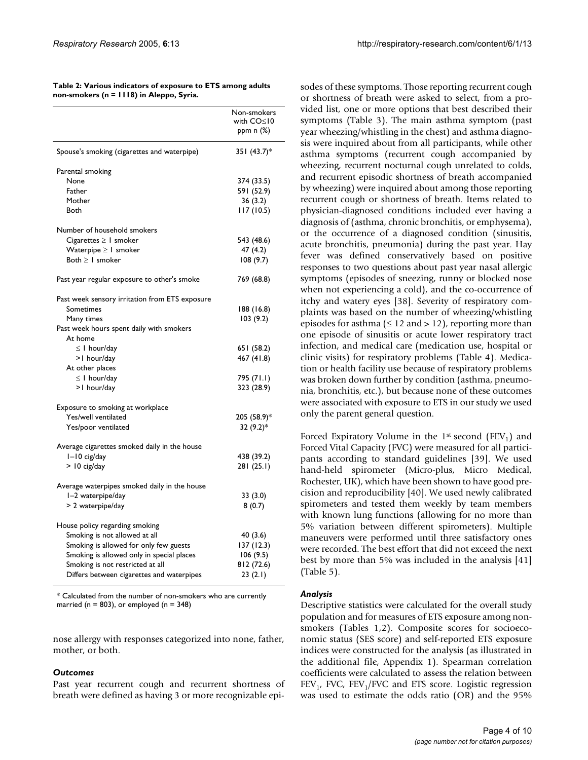**Table 2: Various indicators of exposure to ETS among adults non-smokers (n = 1118) in Aleppo, Syria.**

| | Non-smokers with CO≤10 ppm n (%) |
|---|---|
| Spouse's smoking (cigarettes and waterpipe) | 351 (43.7)* |
| Parental smoking | |
| None | 374 (33.5) |
| Father | 591 (52.9) |
| Mother | 36 (3.2) |
| Both | 117 (10.5) |
| Number of household smokers | |
| Cigarettes ≥ 1 smoker | 543 (48.6) |
| Waterpipe ≥ 1 smoker | 47 (4.2) |
| Both ≥ 1 smoker | 108 (9.7) |
| Past year regular exposure to other's smoke | 769 (68.8) |
| Past week sensory irritation from ETS exposure | |
| Sometimes | 188 (16.8) |
| Many times | 103 (9.2) |
| Past week hours spent daily with smokers | |
| At home | |
| ≤ 1 hour/day | 651 (58.2) |
| >1 hour/day | 467 (41.8) |
| At other places | |
| ≤ 1 hour/day | 795 (71.1) |
| >1 hour/day | 323 (28.9) |
| Exposure to smoking at workplace | |
| Yes/well ventilated | 205 (58.9)* |
| Yes/poor ventilated | 32 (9.2)* |
| Average cigarettes smoked daily in the house | |
| 1–10 cig/day | 438 (39.2) |
| > 10 cig/day | 281 (25.1) |
| Average waterpipes smoked daily in the house | |
| 1–2 waterpipe/day | 33 (3.0) |
| > 2 waterpipe/day | 8 (0.7) |
| House policy regarding smoking | |
| Smoking is not allowed at all | 40 (3.6) |
| Smoking is allowed for only few guests | 137 (12.3) |
| Smoking is allowed only in special places | 106 (9.5) |
| Smoking is not restricted at all | 812 (72.6) |
| Differs between cigarettes and waterpipes | 23 (2.1) |

* Calculated from the number of non-smokers who are currently married (n = 803), or employed (n = 348)

nose allergy with responses categorized into none, father, mother, or both.

### *Outcomes*

Past year recurrent cough and recurrent shortness of breath were defined as having 3 or more recognizable episodes of these symptoms. Those reporting recurrent cough or shortness of breath were asked to select, from a provided list, one or more options that best described their symptoms (Table 3). The main asthma symptom (past year wheezing/whistling in the chest) and asthma diagnosis were inquired about from all participants, while other asthma symptoms (recurrent cough accompanied by wheezing, recurrent nocturnal cough unrelated to colds, and recurrent episodic shortness of breath accompanied by wheezing) were inquired about among those reporting recurrent cough or shortness of breath. Items related to physician-diagnosed conditions included ever having a diagnosis of (asthma, chronic bronchitis, or emphysema), or the occurrence of a diagnosed condition (sinusitis, acute bronchitis, pneumonia) during the past year. Hay fever was defined conservatively based on positive responses to two questions about past year nasal allergic symptoms (episodes of sneezing, runny or blocked nose when not experiencing a cold), and the co-occurrence of itchy and watery eyes [38]. Severity of respiratory complaints was based on the number of wheezing/whistling episodes for asthma (≤ 12 and > 12), reporting more than one episode of sinusitis or acute lower respiratory tract infection, and medical care (medication use, hospital or clinic visits) for respiratory problems (Table 4). Medication or health facility use because of respiratory problems was broken down further by condition (asthma, pneumonia, bronchitis, etc.), but because none of these outcomes were associated with exposure to ETS in our study we used only the parent general question.

Forced Expiratory Volume in the 1[st] second ($FEV_1$) and Forced Vital Capacity (FVC) were measured for all participants according to standard guidelines [39]. We used hand-held spirometer (Micro-plus, Micro Medical, Rochester, UK), which have been shown to have good precision and reproducibility [40]. We used newly calibrated spirometers and tested them weekly by team members with known lung functions (allowing for no more than 5% variation between different spirometers). Multiple maneuvers were performed until three satisfactory ones were recorded. The best effort that did not exceed the next best by more than 5% was included in the analysis [41] (Table 5).

### *Analysis*

Descriptive statistics were calculated for the overall study population and for measures of ETS exposure among non-smokers (Tables 1,2). Composite scores for socioeconomic status (SES score) and self-reported ETS exposure indices were constructed for the analysis (as illustrated in the additional file, Appendix 1). Spearman correlation coefficients were calculated to assess the relation between $FEV_1$, FVC, $FEV_1$/FVC and ETS score. Logistic regression was used to estimate the odds ratio (OR) and the 95%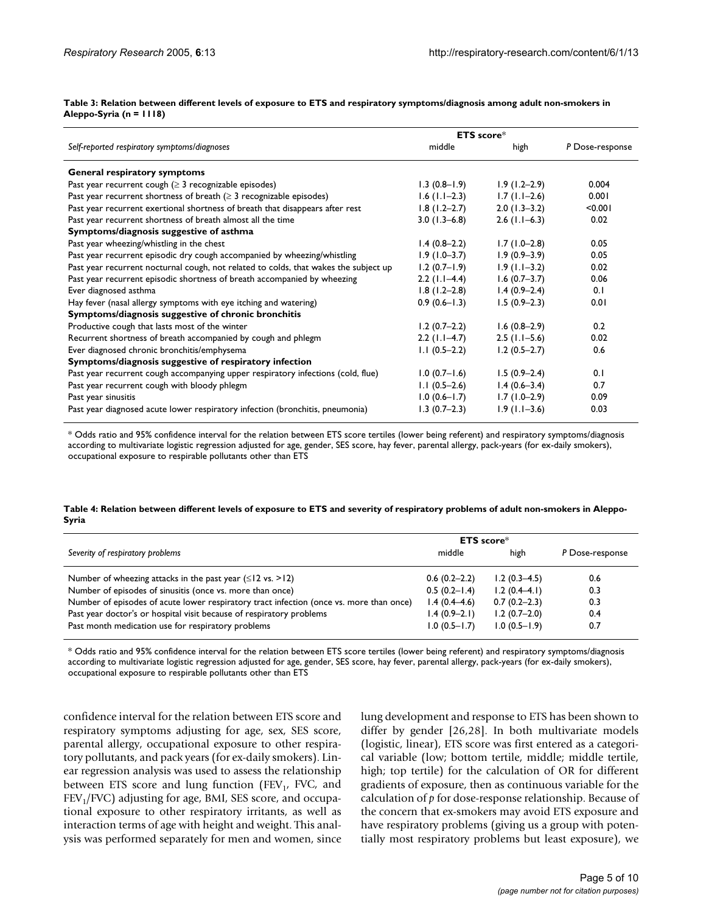**Table 3: Relation between different levels of exposure to ETS and respiratory symptoms/diagnosis among adult non-smokers in Aleppo-Syria (n = 1118)**

| | ETS score* | | |
|---|---|---|---|
| *Self-reported respiratory symptoms/diagnoses* | middle | high | *P* Dose-response |
| **General respiratory symptoms** | | | |
| Past year recurrent cough (≥ 3 recognizable episodes) | 1.3 (0.8–1.9) | 1.9 (1.2–2.9) | 0.004 |
| Past year recurrent shortness of breath (≥ 3 recognizable episodes) | 1.6 (1.1–2.3) | 1.7 (1.1–2.6) | 0.001 |
| Past year recurrent exertional shortness of breath that disappears after rest | 1.8 (1.2–2.7) | 2.0 (1.3–3.2) | <0.001 |
| Past year recurrent shortness of breath almost all the time | 3.0 (1.3–6.8) | 2.6 (1.1–6.3) | 0.02 |
| **Symptoms/diagnosis suggestive of asthma** | | | |
| Past year wheezing/whistling in the chest | 1.4 (0.8–2.2) | 1.7 (1.0–2.8) | 0.05 |
| Past year recurrent episodic dry cough accompanied by wheezing/whistling | 1.9 (1.0–3.7) | 1.9 (0.9–3.9) | 0.05 |
| Past year recurrent nocturnal cough, not related to colds, that wakes the subject up | 1.2 (0.7–1.9) | 1.9 (1.1–3.2) | 0.02 |
| Past year recurrent episodic shortness of breath accompanied by wheezing | 2.2 (1.1–4.4) | 1.6 (0.7–3.7) | 0.06 |
| Ever diagnosed asthma | 1.8 (1.2–2.8) | 1.4 (0.9–2.4) | 0.1 |
| Hay fever (nasal allergy symptoms with eye itching and watering) | 0.9 (0.6–1.3) | 1.5 (0.9–2.3) | 0.01 |
| **Symptoms/diagnosis suggestive of chronic bronchitis** | | | |
| Productive cough that lasts most of the winter | 1.2 (0.7–2.2) | 1.6 (0.8–2.9) | 0.2 |
| Recurrent shortness of breath accompanied by cough and phlegm | 2.2 (1.1–4.7) | 2.5 (1.1–5.6) | 0.02 |
| Ever diagnosed chronic bronchitis/emphysema | 1.1 (0.5–2.2) | 1.2 (0.5–2.7) | 0.6 |
| **Symptoms/diagnosis suggestive of respiratory infection** | | | |
| Past year recurrent cough accompanying upper respiratory infections (cold, flue) | 1.0 (0.7–1.6) | 1.5 (0.9–2.4) | 0.1 |
| Past year recurrent cough with bloody phlegm | 1.1 (0.5–2.6) | 1.4 (0.6–3.4) | 0.7 |
| Past year sinusitis | 1.0 (0.6–1.7) | 1.7 (1.0–2.9) | 0.09 |
| Past year diagnosed acute lower respiratory infection (bronchitis, pneumonia) | 1.3 (0.7–2.3) | 1.9 (1.1–3.6) | 0.03 |

* Odds ratio and 95% confidence interval for the relation between ETS score tertiles (lower being referent) and respiratory symptoms/diagnosis according to multivariate logistic regression adjusted for age, gender, SES score, hay fever, parental allergy, pack-years (for ex-daily smokers), occupational exposure to respirable pollutants other than ETS

**Table 4: Relation between different levels of exposure to ETS and severity of respiratory problems of adult non-smokers in Aleppo-Syria**

| | ETS score* | | |
|---|---|---|---|
| *Severity of respiratory problems* | middle | high | *P* Dose-response |
| Number of wheezing attacks in the past year (≤12 vs. >12) | 0.6 (0.2–2.2) | 1.2 (0.3–4.5) | 0.6 |
| Number of episodes of sinusitis (once vs. more than once) | 0.5 (0.2–1.4) | 1.2 (0.4–4.1) | 0.3 |
| Number of episodes of acute lower respiratory tract infection (once vs. more than once) | 1.4 (0.4–4.6) | 0.7 (0.2–2.3) | 0.3 |
| Past year doctor's or hospital visit because of respiratory problems | 1.4 (0.9–2.1) | 1.2 (0.7–2.0) | 0.4 |
| Past month medication use for respiratory problems | 1.0 (0.5–1.7) | 1.0 (0.5–1.9) | 0.7 |

* Odds ratio and 95% confidence interval for the relation between ETS score tertiles (lower being referent) and respiratory symptoms/diagnosis according to multivariate logistic regression adjusted for age, gender, SES score, hay fever, parental allergy, pack-years (for ex-daily smokers), occupational exposure to respirable pollutants other than ETS

confidence interval for the relation between ETS score and respiratory symptoms adjusting for age, sex, SES score, parental allergy, occupational exposure to other respiratory pollutants, and pack years (for ex-daily smokers). Linear regression analysis was used to assess the relationship between ETS score and lung function ($FEV_1$, FVC, and $FEV_1$/FVC) adjusting for age, BMI, SES score, and occupational exposure to other respiratory irritants, as well as interaction terms of age with height and weight. This analysis was performed separately for men and women, since lung development and response to ETS has been shown to differ by gender [26,28]. In both multivariate models (logistic, linear), ETS score was first entered as a categorical variable (low; bottom tertile, middle; middle tertile, high; top tertile) for the calculation of OR for different gradients of exposure, then as continuous variable for the calculation of $p$ for dose-response relationship. Because of the concern that ex-smokers may avoid ETS exposure and have respiratory problems (giving us a group with potentially most respiratory problems but least exposure), we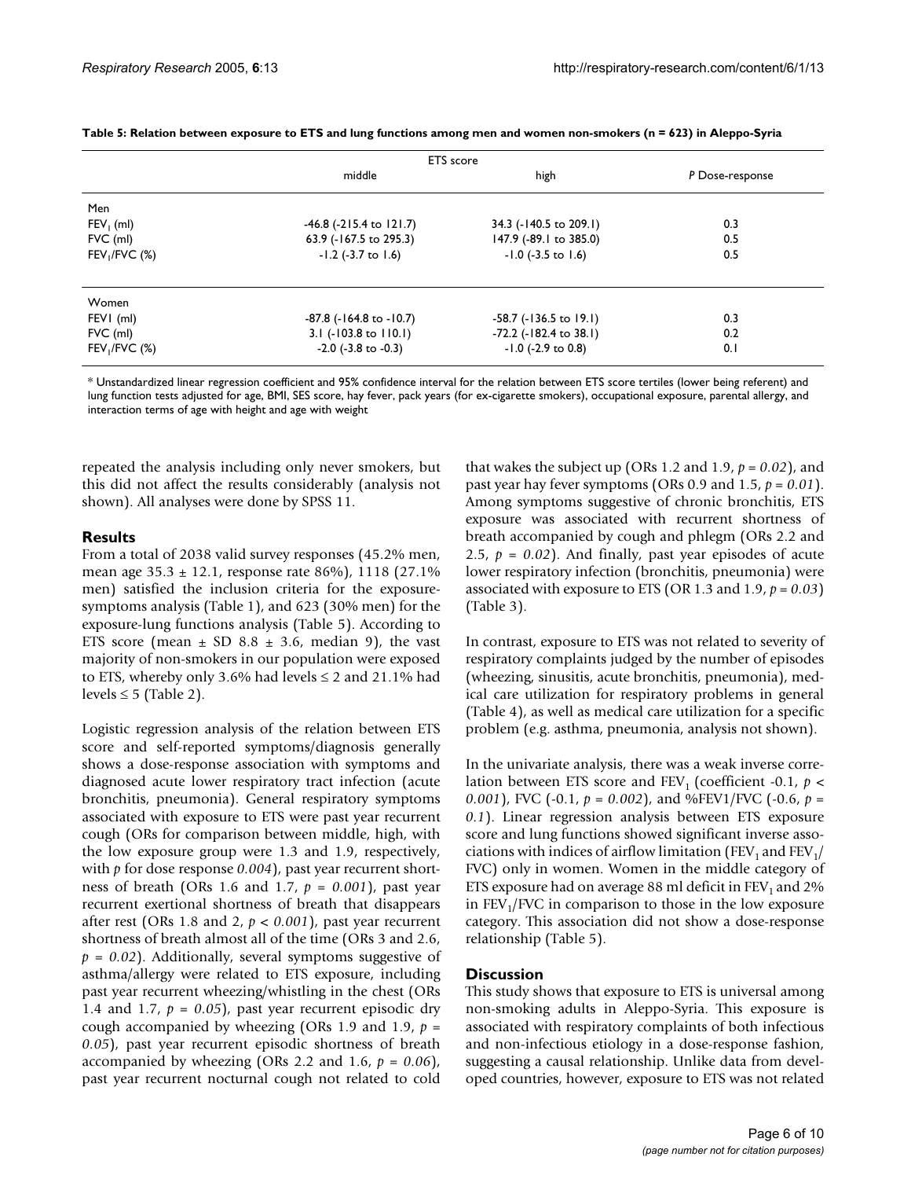**Table 5: Relation between exposure to ETS and lung functions among men and women non-smokers (n = 623) in Aleppo-Syria**

| | ETS score | | |
|---|---|---|---|
| | middle | high | *P* Dose-response |
| Men | | | |
| $FEV_1$ (ml) | -46.8 (-215.4 to 121.7) | 34.3 (-140.5 to 209.1) | 0.3 |
| FVC (ml) | 63.9 (-167.5 to 295.3) | 147.9 (-89.1 to 385.0) | 0.5 |
| $FEV_1$/FVC (%) | -1.2 (-3.7 to 1.6) | -1.0 (-3.5 to 1.6) | 0.5 |
| Women | | | |
| FEV1 (ml) | -87.8 (-164.8 to -10.7) | -58.7 (-136.5 to 19.1) | 0.3 |
| FVC (ml) | 3.1 (-103.8 to 110.1) | -72.2 (-182.4 to 38.1) | 0.2 |
| $FEV_1$/FVC (%) | -2.0 (-3.8 to -0.3) | -1.0 (-2.9 to 0.8) | 0.1 |

* Unstandardized linear regression coefficient and 95% confidence interval for the relation between ETS score tertiles (lower being referent) and lung function tests adjusted for age, BMI, SES score, hay fever, pack years (for ex-cigarette smokers), occupational exposure, parental allergy, and interaction terms of age with height and age with weight

repeated the analysis including only never smokers, but this did not affect the results considerably (analysis not shown). All analyses were done by SPSS 11.

## Results

From a total of 2038 valid survey responses (45.2% men, mean age 35.3 ± 12.1, response rate 86%), 1118 (27.1% men) satisfied the inclusion criteria for the exposure-symptoms analysis (Table 1), and 623 (30% men) for the exposure-lung functions analysis (Table 5). According to ETS score (mean ± SD 8.8 ± 3.6, median 9), the vast majority of non-smokers in our population were exposed to ETS, whereby only 3.6% had levels ≤ 2 and 21.1% had levels ≤ 5 (Table 2).

Logistic regression analysis of the relation between ETS score and self-reported symptoms/diagnosis generally shows a dose-response association with symptoms and diagnosed acute lower respiratory tract infection (acute bronchitis, pneumonia). General respiratory symptoms associated with exposure to ETS were past year recurrent cough (ORs for comparison between middle, high, with the low exposure group were 1.3 and 1.9, respectively, with $p$ for dose response *0.004*), past year recurrent shortness of breath (ORs 1.6 and 1.7, $p = 0.001$), past year recurrent exertional shortness of breath that disappears after rest (ORs 1.8 and 2, $p < 0.001$), past year recurrent shortness of breath almost all of the time (ORs 3 and 2.6, $p = 0.02$). Additionally, several symptoms suggestive of asthma/allergy were related to ETS exposure, including past year recurrent wheezing/whistling in the chest (ORs 1.4 and 1.7, $p = 0.05$), past year recurrent episodic dry cough accompanied by wheezing (ORs 1.9 and 1.9, $p = 0.05$), past year recurrent episodic shortness of breath accompanied by wheezing (ORs 2.2 and 1.6, $p = 0.06$), past year recurrent nocturnal cough not related to cold that wakes the subject up (ORs 1.2 and 1.9, $p = 0.02$), and past year hay fever symptoms (ORs 0.9 and 1.5, $p = 0.01$). Among symptoms suggestive of chronic bronchitis, ETS exposure was associated with recurrent shortness of breath accompanied by cough and phlegm (ORs 2.2 and 2.5, $p = 0.02$). And finally, past year episodes of acute lower respiratory infection (bronchitis, pneumonia) were associated with exposure to ETS (OR 1.3 and 1.9, $p = 0.03$) (Table 3).

In contrast, exposure to ETS was not related to severity of respiratory complaints judged by the number of episodes (wheezing, sinusitis, acute bronchitis, pneumonia), medical care utilization for respiratory problems in general (Table 4), as well as medical care utilization for a specific problem (e.g. asthma, pneumonia, analysis not shown).

In the univariate analysis, there was a weak inverse correlation between ETS score and $FEV_1$ (coefficient -0.1, $p < 0.001$), FVC (-0.1, $p = 0.002$), and %FEV1/FVC (-0.6, $p = 0.1$). Linear regression analysis between ETS exposure score and lung functions showed significant inverse associations with indices of airflow limitation ($FEV_1$ and $FEV_1$/FVC) only in women. Women in the middle category of ETS exposure had on average 88 ml deficit in $FEV_1$ and 2% in $FEV_1$/FVC in comparison to those in the low exposure category. This association did not show a dose-response relationship (Table 5).

## Discussion

This study shows that exposure to ETS is universal among non-smoking adults in Aleppo-Syria. This exposure is associated with respiratory complaints of both infectious and non-infectious etiology in a dose-response fashion, suggesting a causal relationship. Unlike data from developed countries, however, exposure to ETS was not related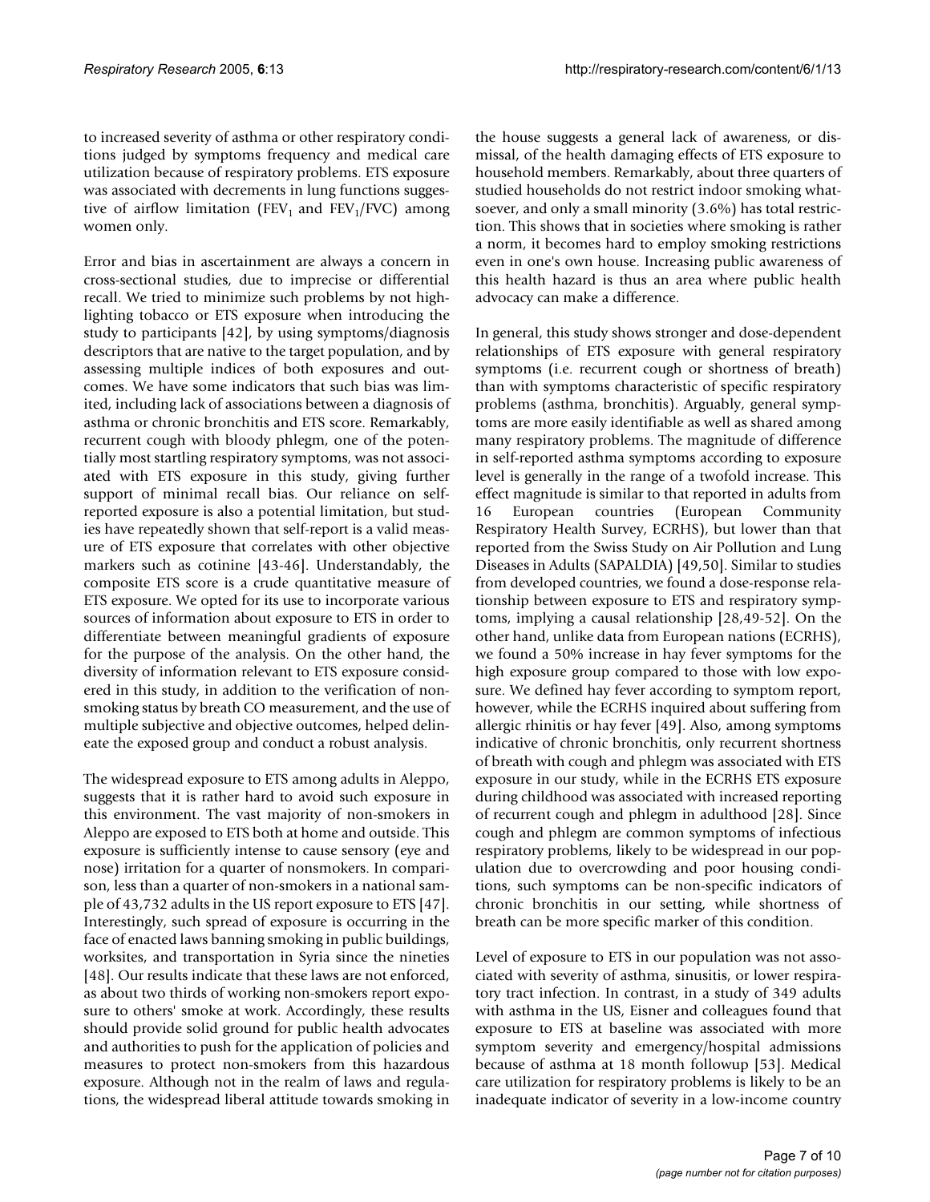to increased severity of asthma or other respiratory conditions judged by symptoms frequency and medical care utilization because of respiratory problems. ETS exposure was associated with decrements in lung functions suggestive of airflow limitation ($FEV_1$ and $FEV_1$/FVC) among women only.

Error and bias in ascertainment are always a concern in cross-sectional studies, due to imprecise or differential recall. We tried to minimize such problems by not highlighting tobacco or ETS exposure when introducing the study to participants [42], by using symptoms/diagnosis descriptors that are native to the target population, and by assessing multiple indices of both exposures and outcomes. We have some indicators that such bias was limited, including lack of associations between a diagnosis of asthma or chronic bronchitis and ETS score. Remarkably, recurrent cough with bloody phlegm, one of the potentially most startling respiratory symptoms, was not associated with ETS exposure in this study, giving further support of minimal recall bias. Our reliance on self-reported exposure is also a potential limitation, but studies have repeatedly shown that self-report is a valid measure of ETS exposure that correlates with other objective markers such as cotinine [43-46]. Understandably, the composite ETS score is a crude quantitative measure of ETS exposure. We opted for its use to incorporate various sources of information about exposure to ETS in order to differentiate between meaningful gradients of exposure for the purpose of the analysis. On the other hand, the diversity of information relevant to ETS exposure considered in this study, in addition to the verification of non-smoking status by breath CO measurement, and the use of multiple subjective and objective outcomes, helped delineate the exposed group and conduct a robust analysis.

The widespread exposure to ETS among adults in Aleppo, suggests that it is rather hard to avoid such exposure in this environment. The vast majority of non-smokers in Aleppo are exposed to ETS both at home and outside. This exposure is sufficiently intense to cause sensory (eye and nose) irritation for a quarter of nonsmokers. In comparison, less than a quarter of non-smokers in a national sample of 43,732 adults in the US report exposure to ETS [47]. Interestingly, such spread of exposure is occurring in the face of enacted laws banning smoking in public buildings, worksites, and transportation in Syria since the nineties [48]. Our results indicate that these laws are not enforced, as about two thirds of working non-smokers report exposure to others' smoke at work. Accordingly, these results should provide solid ground for public health advocates and authorities to push for the application of policies and measures to protect non-smokers from this hazardous exposure. Although not in the realm of laws and regulations, the widespread liberal attitude towards smoking in the house suggests a general lack of awareness, or dismissal, of the health damaging effects of ETS exposure to household members. Remarkably, about three quarters of studied households do not restrict indoor smoking whatsoever, and only a small minority (3.6%) has total restriction. This shows that in societies where smoking is rather a norm, it becomes hard to employ smoking restrictions even in one's own house. Increasing public awareness of this health hazard is thus an area where public health advocacy can make a difference.

In general, this study shows stronger and dose-dependent relationships of ETS exposure with general respiratory symptoms (i.e. recurrent cough or shortness of breath) than with symptoms characteristic of specific respiratory problems (asthma, bronchitis). Arguably, general symptoms are more easily identifiable as well as shared among many respiratory problems. The magnitude of difference in self-reported asthma symptoms according to exposure level is generally in the range of a twofold increase. This effect magnitude is similar to that reported in adults from 16 European countries (European Community Respiratory Health Survey, ECRHS), but lower than that reported from the Swiss Study on Air Pollution and Lung Diseases in Adults (SAPALDIA) [49,50]. Similar to studies from developed countries, we found a dose-response relationship between exposure to ETS and respiratory symptoms, implying a causal relationship [28,49-52]. On the other hand, unlike data from European nations (ECRHS), we found a 50% increase in hay fever symptoms for the high exposure group compared to those with low exposure. We defined hay fever according to symptom report, however, while the ECRHS inquired about suffering from allergic rhinitis or hay fever [49]. Also, among symptoms indicative of chronic bronchitis, only recurrent shortness of breath with cough and phlegm was associated with ETS exposure in our study, while in the ECRHS ETS exposure during childhood was associated with increased reporting of recurrent cough and phlegm in adulthood [28]. Since cough and phlegm are common symptoms of infectious respiratory problems, likely to be widespread in our population due to overcrowding and poor housing conditions, such symptoms can be non-specific indicators of chronic bronchitis in our setting, while shortness of breath can be more specific marker of this condition.

Level of exposure to ETS in our population was not associated with severity of asthma, sinusitis, or lower respiratory tract infection. In contrast, in a study of 349 adults with asthma in the US, Eisner and colleagues found that exposure to ETS at baseline was associated with more symptom severity and emergency/hospital admissions because of asthma at 18 month followup [53]. Medical care utilization for respiratory problems is likely to be an inadequate indicator of severity in a low-income country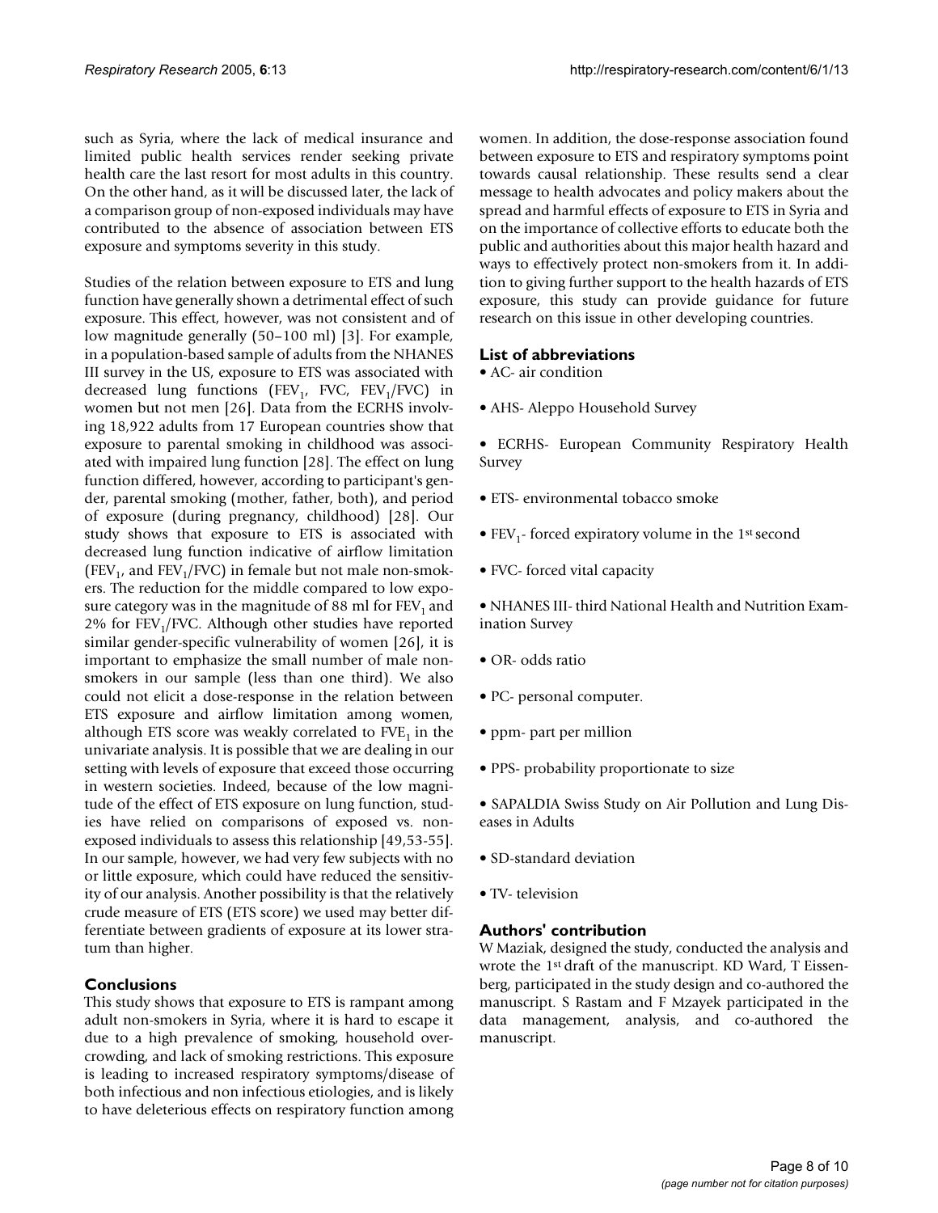such as Syria, where the lack of medical insurance and limited public health services render seeking private health care the last resort for most adults in this country. On the other hand, as it will be discussed later, the lack of a comparison group of non-exposed individuals may have contributed to the absence of association between ETS exposure and symptoms severity in this study.

Studies of the relation between exposure to ETS and lung function have generally shown a detrimental effect of such exposure. This effect, however, was not consistent and of low magnitude generally (50–100 ml) [3]. For example, in a population-based sample of adults from the NHANES III survey in the US, exposure to ETS was associated with decreased lung functions ($FEV_1$, FVC, $FEV_1$/FVC) in women but not men [26]. Data from the ECRHS involving 18,922 adults from 17 European countries show that exposure to parental smoking in childhood was associated with impaired lung function [28]. The effect on lung function differed, however, according to participant's gender, parental smoking (mother, father, both), and period of exposure (during pregnancy, childhood) [28]. Our study shows that exposure to ETS is associated with decreased lung function indicative of airflow limitation ($FEV_1$, and $FEV_1$/FVC) in female but not male non-smokers. The reduction for the middle compared to low exposure category was in the magnitude of 88 ml for $FEV_1$ and 2% for $FEV_1$/FVC. Although other studies have reported similar gender-specific vulnerability of women [26], it is important to emphasize the small number of male non-smokers in our sample (less than one third). We also could not elicit a dose-response in the relation between ETS exposure and airflow limitation among women, although ETS score was weakly correlated to $FVE_1$ in the univariate analysis. It is possible that we are dealing in our setting with levels of exposure that exceed those occurring in western societies. Indeed, because of the low magnitude of the effect of ETS exposure on lung function, studies have relied on comparisons of exposed vs. non-exposed individuals to assess this relationship [49,53-55]. In our sample, however, we had very few subjects with no or little exposure, which could have reduced the sensitivity of our analysis. Another possibility is that the relatively crude measure of ETS (ETS score) we used may better differentiate between gradients of exposure at its lower stratum than higher.

## Conclusions

This study shows that exposure to ETS is rampant among adult non-smokers in Syria, where it is hard to escape it due to a high prevalence of smoking, household overcrowding, and lack of smoking restrictions. This exposure is leading to increased respiratory symptoms/disease of both infectious and non infectious etiologies, and is likely to have deleterious effects on respiratory function among women. In addition, the dose-response association found between exposure to ETS and respiratory symptoms point towards causal relationship. These results send a clear message to health advocates and policy makers about the spread and harmful effects of exposure to ETS in Syria and on the importance of collective efforts to educate both the public and authorities about this major health hazard and ways to effectively protect non-smokers from it. In addition to giving further support to the health hazards of ETS exposure, this study can provide guidance for future research on this issue in other developing countries.

## List of abbreviations

- AC- air condition
- AHS- Aleppo Household Survey
- ECRHS- European Community Respiratory Health Survey
- ETS- environmental tobacco smoke
- $FEV_1$- forced expiratory volume in the 1st second
- FVC- forced vital capacity
- NHANES III- third National Health and Nutrition Examination Survey
- OR- odds ratio
- PC- personal computer.
- ppm- part per million
- PPS- probability proportionate to size
- SAPALDIA Swiss Study on Air Pollution and Lung Diseases in Adults
- SD-standard deviation
- TV- television

## Authors' contribution

W Maziak, designed the study, conducted the analysis and wrote the 1st draft of the manuscript. KD Ward, T Eissenberg, participated in the study design and co-authored the manuscript. S Rastam and F Mzayek participated in the data management, analysis, and co-authored the manuscript.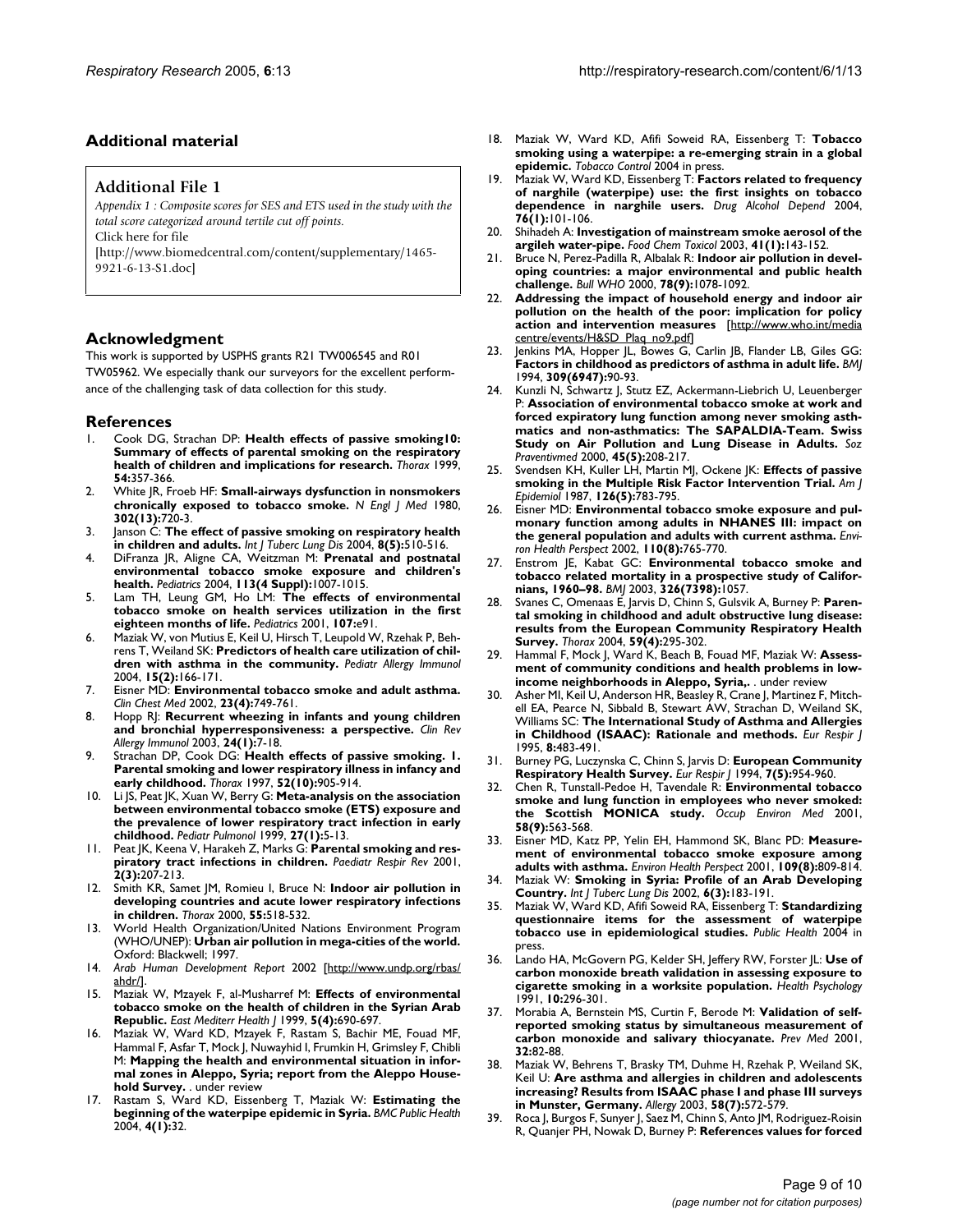## Additional material

### Additional File 1

*Appendix 1 : Composite scores for SES and ETS used in the study with the total score categorized around tertile cut off points.*

Click here for file

[http://www.biomedcentral.com/content/supplementary/1465-9921-6-13-S1.doc]

## Acknowledgment

This work is supported by USPHS grants R21 TW006545 and R01 TW05962. We especially thank our surveyors for the excellent performance of the challenging task of data collection for this study.

## References

1. Cook DG, Strachan DP: **Health effects of passive smoking10: Summary of effects of parental smoking on the respiratory health of children and implications for research.** *Thorax* 1999, **54:**357-366.
2. White JR, Froeb HF: **Small-airways dysfunction in nonsmokers chronically exposed to tobacco smoke.** *N Engl J Med* 1980, **302(13):**720-3.
3. Janson C: **The effect of passive smoking on respiratory health in children and adults.** *Int J Tuberc Lung Dis* 2004, **8(5):**510-516.
4. DiFranza JR, Aligne CA, Weitzman M: **Prenatal and postnatal environmental tobacco smoke exposure and children's health.** *Pediatrics* 2004, **113(4 Suppl):**1007-1015.
5. Lam TH, Leung GM, Ho LM: **The effects of environmental tobacco smoke on health services utilization in the first eighteen months of life.** *Pediatrics* 2001, **107:**e91.
6. Maziak W, von Mutius E, Keil U, Hirsch T, Leupold W, Rzehak P, Behrens T, Weiland SK: **Predictors of health care utilization of children with asthma in the community.** *Pediatr Allergy Immunol* 2004, **15(2):**166-171.
7. Eisner MD: **Environmental tobacco smoke and adult asthma.** *Clin Chest Med* 2002, **23(4):**749-761.
8. Hopp RJ: **Recurrent wheezing in infants and young children and bronchial hyperresponsiveness: a perspective.** *Clin Rev Allergy Immunol* 2003, **24(1):**7-18.
9. Strachan DP, Cook DG: **Health effects of passive smoking. 1. Parental smoking and lower respiratory illness in infancy and early childhood.** *Thorax* 1997, **52(10):**905-914.
10. Li JS, Peat JK, Xuan W, Berry G: **Meta-analysis on the association between environmental tobacco smoke (ETS) exposure and the prevalence of lower respiratory tract infection in early childhood.** *Pediatr Pulmonol* 1999, **27(1):**5-13.
11. Peat JK, Keena V, Harakeh Z, Marks G: **Parental smoking and respiratory tract infections in children.** *Paediatr Respir Rev* 2001, **2(3):**207-213.
12. Smith KR, Samet JM, Romieu I, Bruce N: **Indoor air pollution in developing countries and acute lower respiratory infections in children.** *Thorax* 2000, **55:**518-532.
13. World Health Organization/United Nations Environment Program (WHO/UNEP): **Urban air pollution in mega-cities of the world.** Oxford: Blackwell; 1997.
14. *Arab Human Development Report* 2002 [http://www.undp.org/rbas/ahdr/].
15. Maziak W, Mzayek F, al-Musharref M: **Effects of environmental tobacco smoke on the health of children in the Syrian Arab Republic.** *East Mediterr Health J* 1999, **5(4):**690-697.
16. Maziak W, Ward KD, Mzayek F, Rastam S, Bachir ME, Fouad MF, Hammal F, Asfar T, Mock J, Nuwayhid I, Frumkin H, Grimsley F, Chibli M: **Mapping the health and environmental situation in informal zones in Aleppo, Syria; report from the Aleppo Household Survey.** . under review
17. Rastam S, Ward KD, Eissenberg T, Maziak W: **Estimating the beginning of the waterpipe epidemic in Syria.** *BMC Public Health* 2004, **4(1):**32.
18. Maziak W, Ward KD, Afifi Soweid RA, Eissenberg T: **Tobacco smoking using a waterpipe: a re-emerging strain in a global epidemic.** *Tobacco Control* 2004 in press.
19. Maziak W, Ward KD, Eissenberg T: **Factors related to frequency of narghile (waterpipe) use: the first insights on tobacco dependence in narghile users.** *Drug Alcohol Depend* 2004, **76(1):**101-106.
20. Shihadeh A: **Investigation of mainstream smoke aerosol of the argileh water-pipe.** *Food Chem Toxicol* 2003, **41(1):**143-152.
21. Bruce N, Perez-Padilla R, Albalak R: **Indoor air pollution in developing countries: a major environmental and public health challenge.** *Bull WHO* 2000, **78(9):**1078-1092.
22. **Addressing the impact of household energy and indoor air pollution on the health of the poor: implication for policy action and intervention measures** [http://www.who.int/mediacentre/events/H&SD_Plaq_no9.pdf]
23. Jenkins MA, Hopper JL, Bowes G, Carlin JB, Flander LB, Giles GG: **Factors in childhood as predictors of asthma in adult life.** *BMJ* 1994, **309(6947):**90-93.
24. Kunzli N, Schwartz J, Stutz EZ, Ackermann-Liebrich U, Leuenberger P: **Association of environmental tobacco smoke at work and forced expiratory lung function among never smoking asthmatics and non-asthmatics: The SAPALDIA-Team. Swiss Study on Air Pollution and Lung Disease in Adults.** *Soz Praventivmed* 2000, **45(5):**208-217.
25. Svendsen KH, Kuller LH, Martin MJ, Ockene JK: **Effects of passive smoking in the Multiple Risk Factor Intervention Trial.** *Am J Epidemiol* 1987, **126(5):**783-795.
26. Eisner MD: **Environmental tobacco smoke exposure and pulmonary function among adults in NHANES III: impact on the general population and adults with current asthma.** *Environ Health Perspect* 2002, **110(8):**765-770.
27. Enstrom JE, Kabat GC: **Environmental tobacco smoke and tobacco related mortality in a prospective study of Californians, 1960–98.** *BMJ* 2003, **326(7398):**1057.
28. Svanes C, Omenaas E, Jarvis D, Chinn S, Gulsvik A, Burney P: **Parental smoking in childhood and adult obstructive lung disease: results from the European Community Respiratory Health Survey.** *Thorax* 2004, **59(4):**295-302.
29. Hammal F, Mock J, Ward K, Beach B, Fouad MF, Maziak W: **Assessment of community conditions and health problems in low-income neighborhoods in Aleppo, Syria,.** . under review
30. Asher MI, Keil U, Anderson HR, Beasley R, Crane J, Martinez F, Mitchell EA, Pearce N, Sibbald B, Stewart AW, Strachan D, Weiland SK, Williams SC: **The International Study of Asthma and Allergies in Childhood (ISAAC): Rationale and methods.** *Eur Respir J* 1995, **8:**483-491.
31. Burney PG, Luczynska C, Chinn S, Jarvis D: **European Community Respiratory Health Survey.** *Eur Respir J* 1994, **7(5):**954-960.
32. Chen R, Tunstall-Pedoe H, Tavendale R: **Environmental tobacco smoke and lung function in employees who never smoked: the Scottish MONICA study.** *Occup Environ Med* 2001, **58(9):**563-568.
33. Eisner MD, Katz PP, Yelin EH, Hammond SK, Blanc PD: **Measurement of environmental tobacco smoke exposure among adults with asthma.** *Environ Health Perspect* 2001, **109(8):**809-814.
34. Maziak W: **Smoking in Syria: Profile of an Arab Developing Country.** *Int J Tuberc Lung Dis* 2002, **6(3):**183-191.
35. Maziak W, Ward KD, Afifi Soweid RA, Eissenberg T: **Standardizing questionnaire items for the assessment of waterpipe tobacco use in epidemiological studies.** *Public Health* 2004 in press.
36. Lando HA, McGovern PG, Kelder SH, Jeffery RW, Forster JL: **Use of carbon monoxide breath validation in assessing exposure to cigarette smoking in a worksite population.** *Health Psychology* 1991, **10:**296-301.
37. Morabia A, Bernstein MS, Curtin F, Berode M: **Validation of self-reported smoking status by simultaneous measurement of carbon monoxide and salivary thiocyanate.** *Prev Med* 2001, **32:**82-88.
38. Maziak W, Behrens T, Brasky TM, Duhme H, Rzehak P, Weiland SK, Keil U: **Are asthma and allergies in children and adolescents increasing? Results from ISAAC phase I and phase III surveys in Munster, Germany.** *Allergy* 2003, **58(7):**572-579.
39. Roca J, Burgos F, Sunyer J, Saez M, Chinn S, Anto JM, Rodriguez-Roisin R, Quanjer PH, Nowak D, Burney P: **References values for forced**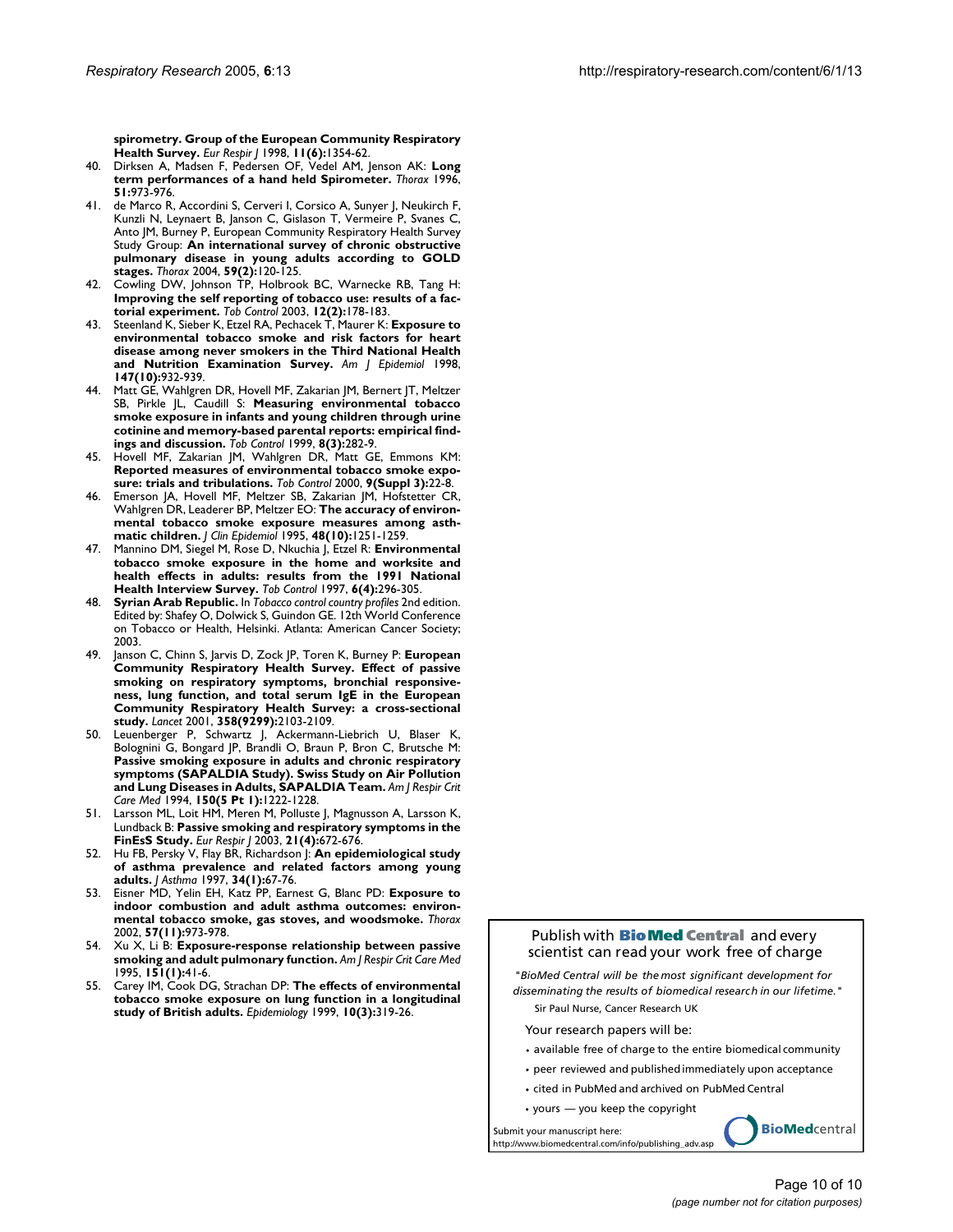spirometry. Group of the European Community Respiratory Health Survey. *Eur Respir J* 1998, **11(6):**1354-62.

40. Dirksen A, Madsen F, Pedersen OF, Vedel AM, Jenson AK: **Long term performances of a hand held Spirometer.** *Thorax* 1996, **51:**973-976.
41. de Marco R, Accordini S, Cerveri I, Corsico A, Sunyer J, Neukirch F, Kunzli N, Leynaert B, Janson C, Gislason T, Vermeire P, Svanes C, Anto JM, Burney P, European Community Respiratory Health Survey Study Group: **An international survey of chronic obstructive pulmonary disease in young adults according to GOLD stages.** *Thorax* 2004, **59(2):**120-125.
42. Cowling DW, Johnson TP, Holbrook BC, Warnecke RB, Tang H: **Improving the self reporting of tobacco use: results of a factorial experiment.** *Tob Control* 2003, **12(2):**178-183.
43. Steenland K, Sieber K, Etzel RA, Pechacek T, Maurer K: **Exposure to environmental tobacco smoke and risk factors for heart disease among never smokers in the Third National Health and Nutrition Examination Survey.** *Am J Epidemiol* 1998, **147(10):**932-939.
44. Matt GE, Wahlgren DR, Hovell MF, Zakarian JM, Bernert JT, Meltzer SB, Pirkle JL, Caudill S: **Measuring environmental tobacco smoke exposure in infants and young children through urine cotinine and memory-based parental reports: empirical findings and discussion.** *Tob Control* 1999, **8(3):**282-9.
45. Hovell MF, Zakarian JM, Wahlgren DR, Matt GE, Emmons KM: **Reported measures of environmental tobacco smoke exposure: trials and tribulations.** *Tob Control* 2000, **9(Suppl 3):**22-8.
46. Emerson JA, Hovell MF, Meltzer SB, Zakarian JM, Hofstetter CR, Wahlgren DR, Leaderer BP, Meltzer EO: **The accuracy of environmental tobacco smoke exposure measures among asthmatic children.** *J Clin Epidemiol* 1995, **48(10):**1251-1259.
47. Mannino DM, Siegel M, Rose D, Nkuchia J, Etzel R: **Environmental tobacco smoke exposure in the home and worksite and health effects in adults: results from the 1991 National Health Interview Survey.** *Tob Control* 1997, **6(4):**296-305.
48. **Syrian Arab Republic.** In *Tobacco control country profiles* 2nd edition. Edited by: Shafey O, Dolwick S, Guindon GE. 12th World Conference on Tobacco or Health, Helsinki. Atlanta: American Cancer Society; 2003.
49. Janson C, Chinn S, Jarvis D, Zock JP, Toren K, Burney P: **European Community Respiratory Health Survey. Effect of passive smoking on respiratory symptoms, bronchial responsiveness, lung function, and total serum IgE in the European Community Respiratory Health Survey: a cross-sectional study.** *Lancet* 2001, **358(9299):**2103-2109.
50. Leuenberger P, Schwartz J, Ackermann-Liebrich U, Blaser K, Bolognini G, Bongard JP, Brandli O, Braun P, Bron C, Brutsche M: **Passive smoking exposure in adults and chronic respiratory symptoms (SAPALDIA Study). Swiss Study on Air Pollution and Lung Diseases in Adults, SAPALDIA Team.** *Am J Respir Crit Care Med* 1994, **150(5 Pt 1):**1222-1228.
51. Larsson ML, Loit HM, Meren M, Polluste J, Magnusson A, Larsson K, Lundback B: **Passive smoking and respiratory symptoms in the FinEsS Study.** *Eur Respir J* 2003, **21(4):**672-676.
52. Hu FB, Persky V, Flay BR, Richardson J: **An epidemiological study of asthma prevalence and related factors among young adults.** *J Asthma* 1997, **34(1):**67-76.
53. Eisner MD, Yelin EH, Katz PP, Earnest G, Blanc PD: **Exposure to indoor combustion and adult asthma outcomes: environmental tobacco smoke, gas stoves, and woodsmoke.** *Thorax* 2002, **57(11):**973-978.
54. Xu X, Li B: **Exposure-response relationship between passive smoking and adult pulmonary function.** *Am J Respir Crit Care Med* 1995, **151(1):**41-6.
55. Carey IM, Cook DG, Strachan DP: **The effects of environmental tobacco smoke exposure on lung function in a longitudinal study of British adults.** *Epidemiology* 1999, **10(3):**319-26.

Publish with **BioMed Central** and every scientist can read your work free of charge

*"BioMed Central will be the most significant development for disseminating the results of biomedical research in our lifetime."*
Sir Paul Nurse, Cancer Research UK

Your research papers will be:

- available free of charge to the entire biomedical community
- peer reviewed and published immediately upon acceptance
- cited in PubMed and archived on PubMed Central
- yours — you keep the copyright

Submit your manuscript here:
http://www.biomedcentral.com/info/publishing_adv.asp

BioMedcentral